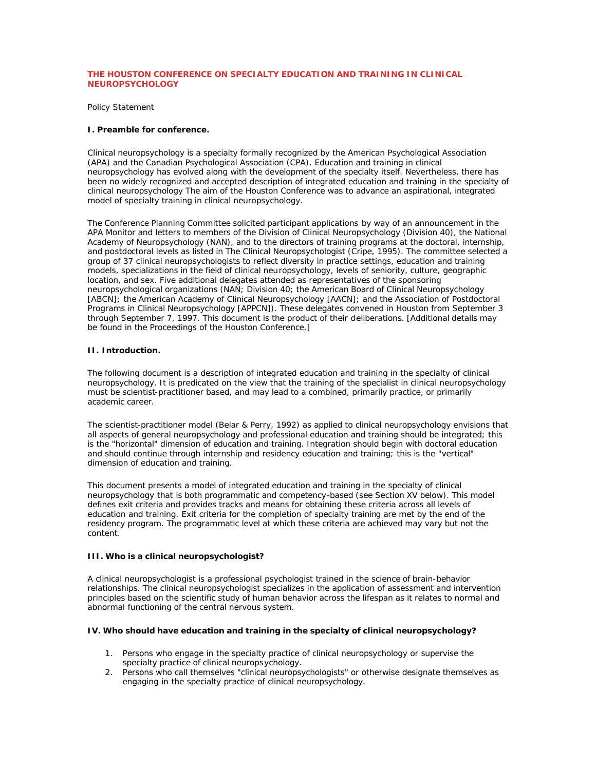# THE HOUSTON CONFERENCE ON SPECIALTY EDUCATION AND TRAINING IN CLINICAL NEUROPSYCHOLOGY

Policy Statement

## I. Preamble for conference.

Clinical neuropsychology is a specialty formally recognized by the American Psychological Association (APA) and the Canadian Psychological Association (CPA). Education and training in clinical neuropsychology has evolved along with the development of the specialty itself. Nevertheless, there has been no widely recognized and accepted description of integrated education and training in the specialty of clinical neuropsychology The aim of the Houston Conference was to advance an aspirational, integrated model of specialty training in clinical neuropsychology.

The Conference Planning Committee solicited participant applications by way of an announcement in the APA Monitor and letters to members of the Division of Clinical Neuropsychology (Division 40), the National Academy of Neuropsychology (NAN), and to the directors of training programs at the doctoral, internship, and postdoctoral levels as listed in The Clinical Neuropsychologist (Cripe, 1995). The committee selected a group of 37 clinical neuropsychologists to reflect diversity in practice settings, education and training models, specializations in the field of clinical neuropsychology, levels of seniority, culture, geographic location, and sex. Five additional delegates attended as representatives of the sponsoring neuropsychological organizations (NAN; Division 40; the American Board of Clinical Neuropsychology [ABCN]; the American Academy of Clinical Neuropsychology [AACN]; and the Association of Postdoctoral Programs in Clinical Neuropsychology [APPCN]). These delegates convened in Houston from September 3 through September 7, 1997. This document is the product of their deliberations. [Additional details may be found in the Proceedings of the Houston Conference.]

## II. Introduction.

The following document is a description of integrated education and training in the specialty of clinical neuropsychology. It is predicated on the view that the training of the specialist in clinical neuropsychology must be scientist-practitioner based, and may lead to a combined, primarily practice, or primarily academic career.

The scientist-practitioner model (Belar & Perry, 1992) as applied to clinical neuropsychology envisions that all aspects of general neuropsychology and professional education and training should be integrated; this is the "horizontal" dimension of education and training. Integration should begin with doctoral education and should continue through internship and residency education and training; this is the "vertical" dimension of education and training.

This document presents a model of integrated education and training in the specialty of clinical neuropsychology that is both programmatic and competency-based (see Section XV below). This model defines exit criteria and provides tracks and means for obtaining these criteria across all levels of education and training. Exit criteria for the completion of specialty training are met by the end of the residency program. The programmatic level at which these criteria are achieved may vary but not the content.

## III. Who is a clinical neuropsychologist?

A clinical neuropsychologist is a professional psychologist trained in the science of brain-behavior relationships. The clinical neuropsychologist specializes in the application of assessment and intervention principles based on the scientific study of human behavior across the lifespan as it relates to normal and abnormal functioning of the central nervous system.

## IV. Who should have education and training in the specialty of clinical neuropsychology?

1. Persons who engage in the specialty practice of clinical neuropsychology or supervise the specialty practice of clinical neuropsychology.
2. Persons who call themselves "clinical neuropsychologists" or otherwise designate themselves as engaging in the specialty practice of clinical neuropsychology.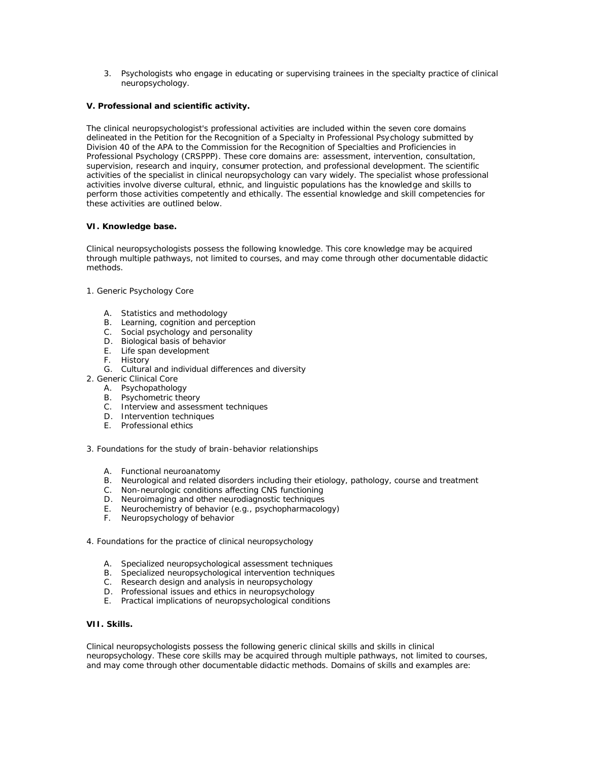3. Psychologists who engage in educating or supervising trainees in the specialty practice of clinical neuropsychology.

**V. Professional and scientific activity.**

The clinical neuropsychologist's professional activities are included within the seven core domains delineated in the Petition for the Recognition of a Specialty in Professional Psychology submitted by Division 40 of the APA to the Commission for the Recognition of Specialties and Proficiencies in Professional Psychology (CRSPPP). These core domains are: assessment, intervention, consultation, supervision, research and inquiry, consumer protection, and professional development. The scientific activities of the specialist in clinical neuropsychology can vary widely. The specialist whose professional activities involve diverse cultural, ethnic, and linguistic populations has the knowledge and skills to perform those activities competently and ethically. The essential knowledge and skill competencies for these activities are outlined below.

**VI. Knowledge base.**

Clinical neuropsychologists possess the following knowledge. This core knowledge may be acquired through multiple pathways, not limited to courses, and may come through other documentable didactic methods.

1. Generic Psychology Core

   A. Statistics and methodology
   B. Learning, cognition and perception
   C. Social psychology and personality
   D. Biological basis of behavior
   E. Life span development
   F. History
   G. Cultural and individual differences and diversity

2. Generic Clinical Core

   A. Psychopathology
   B. Psychometric theory
   C. Interview and assessment techniques
   D. Intervention techniques
   E. Professional ethics

3. Foundations for the study of brain-behavior relationships

   A. Functional neuroanatomy
   B. Neurological and related disorders including their etiology, pathology, course and treatment
   C. Non-neurologic conditions affecting CNS functioning
   D. Neuroimaging and other neurodiagnostic techniques
   E. Neurochemistry of behavior (e.g., psychopharmacology)
   F. Neuropsychology of behavior

4. Foundations for the practice of clinical neuropsychology

   A. Specialized neuropsychological assessment techniques
   B. Specialized neuropsychological intervention techniques
   C. Research design and analysis in neuropsychology
   D. Professional issues and ethics in neuropsychology
   E. Practical implications of neuropsychological conditions

**VII. Skills.**

Clinical neuropsychologists possess the following generic clinical skills and skills in clinical neuropsychology. These core skills may be acquired through multiple pathways, not limited to courses, and may come through other documentable didactic methods. Domains of skills and examples are: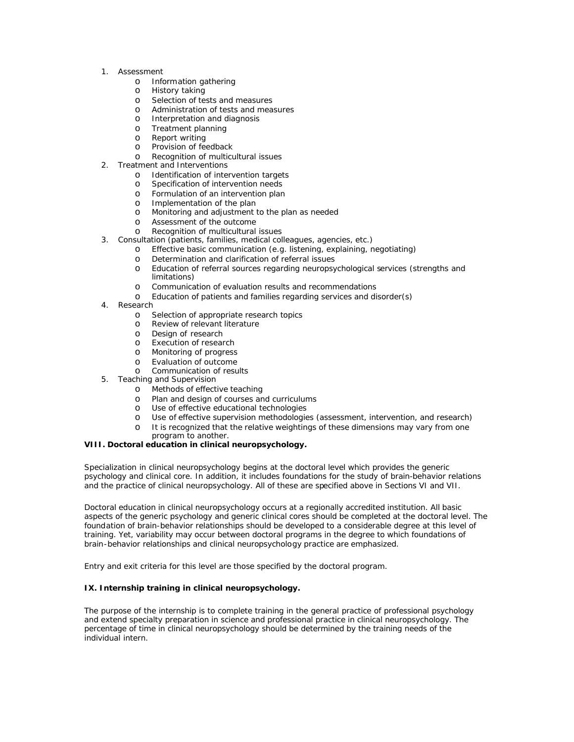1. Assessment
    - Information gathering
    - History taking
    - Selection of tests and measures
    - Administration of tests and measures
    - Interpretation and diagnosis
    - Treatment planning
    - Report writing
    - Provision of feedback
    - Recognition of multicultural issues
2. Treatment and Interventions
    - Identification of intervention targets
    - Specification of intervention needs
    - Formulation of an intervention plan
    - Implementation of the plan
    - Monitoring and adjustment to the plan as needed
    - Assessment of the outcome
    - Recognition of multicultural issues
3. Consultation (patients, families, medical colleagues, agencies, etc.)
    - Effective basic communication (e.g. listening, explaining, negotiating)
    - Determination and clarification of referral issues
    - Education of referral sources regarding neuropsychological services (strengths and limitations)
    - Communication of evaluation results and recommendations
    - Education of patients and families regarding services and disorder(s)
4. Research
    - Selection of appropriate research topics
    - Review of relevant literature
    - Design of research
    - Execution of research
    - Monitoring of progress
    - Evaluation of outcome
    - Communication of results
5. Teaching and Supervision
    - Methods of effective teaching
    - Plan and design of courses and curriculums
    - Use of effective educational technologies
    - Use of effective supervision methodologies (assessment, intervention, and research)
    - It is recognized that the relative weightings of these dimensions may vary from one program to another.

**VIII. Doctoral education in clinical neuropsychology.**

Specialization in clinical neuropsychology begins at the doctoral level which provides the generic psychology and clinical core. In addition, it includes foundations for the study of brain-behavior relations and the practice of clinical neuropsychology. All of these are specified above in Sections VI and VII.

Doctoral education in clinical neuropsychology occurs at a regionally accredited institution. All basic aspects of the generic psychology and generic clinical cores should be completed at the doctoral level. The foundation of brain-behavior relationships should be developed to a considerable degree at this level of training. Yet, variability may occur between doctoral programs in the degree to which foundations of brain-behavior relationships and clinical neuropsychology practice are emphasized.

Entry and exit criteria for this level are those specified by the doctoral program.

**IX. Internship training in clinical neuropsychology.**

The purpose of the internship is to complete training in the general practice of professional psychology and extend specialty preparation in science and professional practice in clinical neuropsychology. The percentage of time in clinical neuropsychology should be determined by the training needs of the individual intern.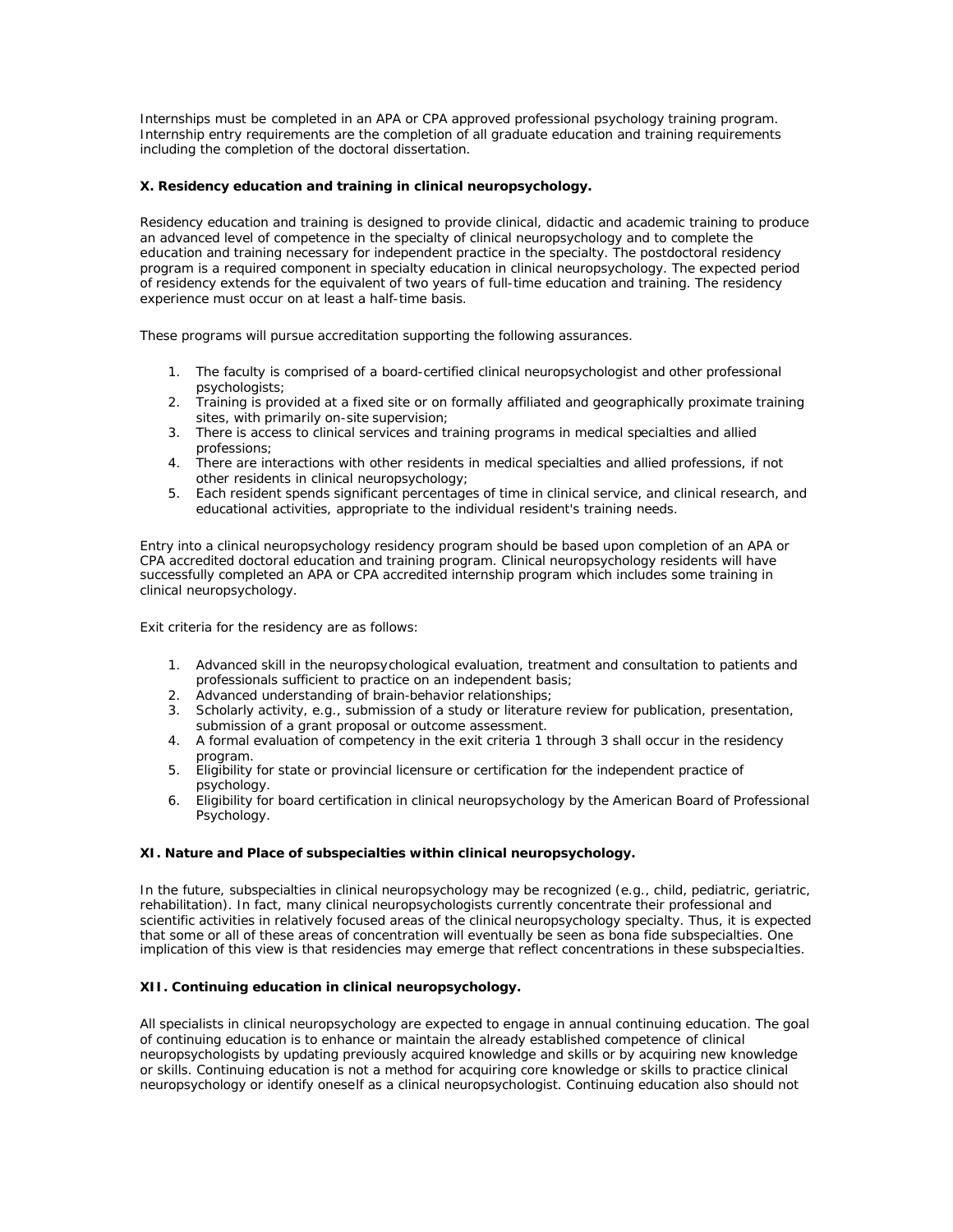Internships must be completed in an APA or CPA approved professional psychology training program. Internship entry requirements are the completion of all graduate education and training requirements including the completion of the doctoral dissertation.

**X. Residency education and training in clinical neuropsychology.**

Residency education and training is designed to provide clinical, didactic and academic training to produce an advanced level of competence in the specialty of clinical neuropsychology and to complete the education and training necessary for independent practice in the specialty. The postdoctoral residency program is a required component in specialty education in clinical neuropsychology. The expected period of residency extends for the equivalent of two years of full-time education and training. The residency experience must occur on at least a half-time basis.

These programs will pursue accreditation supporting the following assurances.

1. The faculty is comprised of a board-certified clinical neuropsychologist and other professional psychologists;
2. Training is provided at a fixed site or on formally affiliated and geographically proximate training sites, with primarily on-site supervision;
3. There is access to clinical services and training programs in medical specialties and allied professions;
4. There are interactions with other residents in medical specialties and allied professions, if not other residents in clinical neuropsychology;
5. Each resident spends significant percentages of time in clinical service, and clinical research, and educational activities, appropriate to the individual resident's training needs.

Entry into a clinical neuropsychology residency program should be based upon completion of an APA or CPA accredited doctoral education and training program. Clinical neuropsychology residents will have successfully completed an APA or CPA accredited internship program which includes some training in clinical neuropsychology.

Exit criteria for the residency are as follows:

1. Advanced skill in the neuropsychological evaluation, treatment and consultation to patients and professionals sufficient to practice on an independent basis;
2. Advanced understanding of brain-behavior relationships;
3. Scholarly activity, e.g., submission of a study or literature review for publication, presentation, submission of a grant proposal or outcome assessment.
4. A formal evaluation of competency in the exit criteria 1 through 3 shall occur in the residency program.
5. Eligibility for state or provincial licensure or certification for the independent practice of psychology.
6. Eligibility for board certification in clinical neuropsychology by the American Board of Professional Psychology.

**XI. Nature and Place of subspecialties within clinical neuropsychology.**

In the future, subspecialties in clinical neuropsychology may be recognized (e.g., child, pediatric, geriatric, rehabilitation). In fact, many clinical neuropsychologists currently concentrate their professional and scientific activities in relatively focused areas of the clinical neuropsychology specialty. Thus, it is expected that some or all of these areas of concentration will eventually be seen as bona fide subspecialties. One implication of this view is that residencies may emerge that reflect concentrations in these subspecialties.

**XII. Continuing education in clinical neuropsychology.**

All specialists in clinical neuropsychology are expected to engage in annual continuing education. The goal of continuing education is to enhance or maintain the already established competence of clinical neuropsychologists by updating previously acquired knowledge and skills or by acquiring new knowledge or skills. Continuing education is not a method for acquiring core knowledge or skills to practice clinical neuropsychology or identify oneself as a clinical neuropsychologist. Continuing education also should not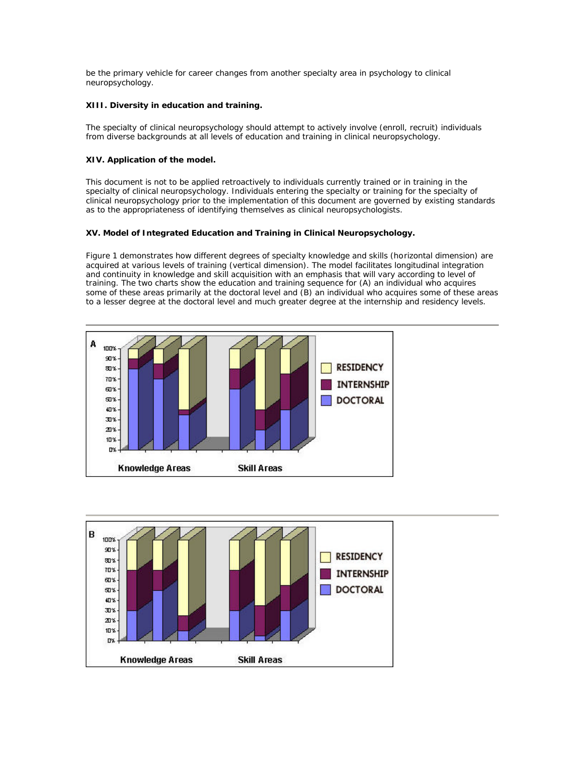be the primary vehicle for career changes from another specialty area in psychology to clinical neuropsychology.

**XIII. Diversity in education and training.**

The specialty of clinical neuropsychology should attempt to actively involve (enroll, recruit) individuals from diverse backgrounds at all levels of education and training in clinical neuropsychology.

**XIV. Application of the model.**

This document is not to be applied retroactively to individuals currently trained or in training in the specialty of clinical neuropsychology. Individuals entering the specialty or training for the specialty of clinical neuropsychology prior to the implementation of this document are governed by existing standards as to the appropriateness of identifying themselves as clinical neuropsychologists.

**XV. Model of Integrated Education and Training in Clinical Neuropsychology.**

Figure 1 demonstrates how different degrees of specialty knowledge and skills (horizontal dimension) are acquired at various levels of training (vertical dimension). The model facilitates longitudinal integration and continuity in knowledge and skill acquisition with an emphasis that will vary according to level of training. The two charts show the education and training sequence for (A) an individual who acquires some of these areas primarily at the doctoral level and (B) an individual who acquires some of these areas to a lesser degree at the doctoral level and much greater degree at the internship and residency levels.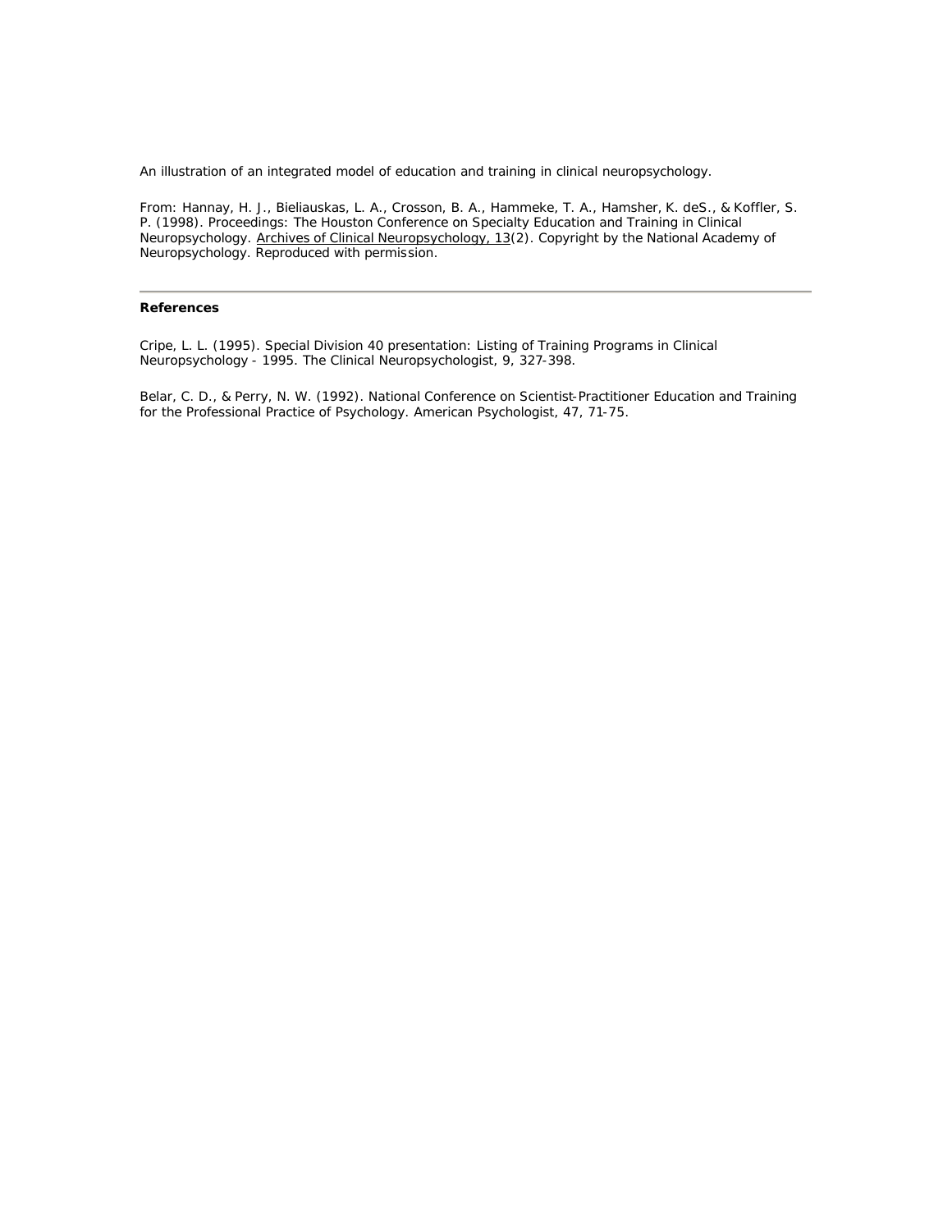An illustration of an integrated model of education and training in clinical neuropsychology.

From: Hannay, H. J., Bieliauskas, L. A., Crosson, B. A., Hammeke, T. A., Hamsher, K. deS., & Koffler, S. P. (1998). Proceedings: The Houston Conference on Specialty Education and Training in Clinical Neuropsychology. Archives of Clinical Neuropsychology, 13(2). Copyright by the National Academy of Neuropsychology. Reproduced with permission.

---

**References**

Cripe, L. L. (1995). Special Division 40 presentation: Listing of Training Programs in Clinical Neuropsychology - 1995. The Clinical Neuropsychologist, 9, 327-398.

Belar, C. D., & Perry, N. W. (1992). National Conference on Scientist-Practitioner Education and Training for the Professional Practice of Psychology. American Psychologist, 47, 71-75.